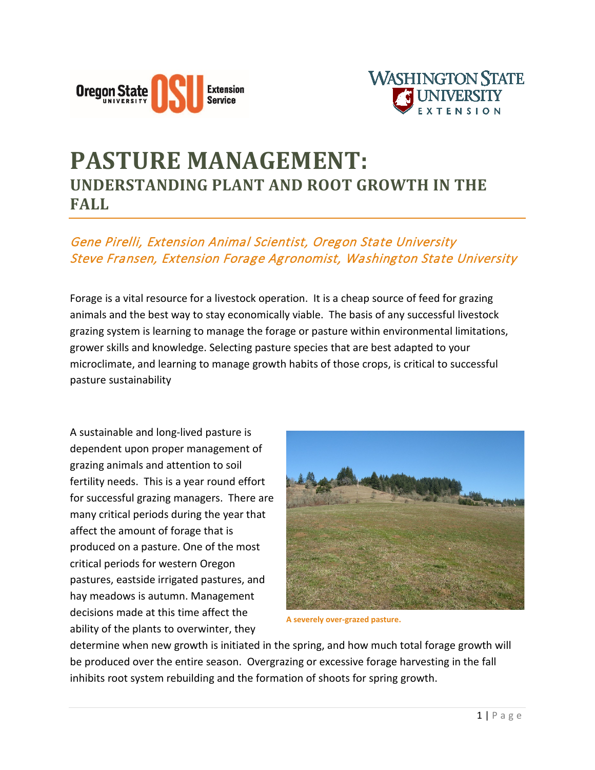# PASTURE MANAGEMENT:

## UNDERSTANDING PLANT AND ROOT GROWTH IN THE FALL

*Gene Pirelli, Extension Animal Scientist, Oregon State University*
*Steve Fransen, Extension Forage Agronomist, Washington State University*

Forage is a vital resource for a livestock operation. It is a cheap source of feed for grazing animals and the best way to stay economically viable. The basis of any successful livestock grazing system is learning to manage the forage or pasture within environmental limitations, grower skills and knowledge. Selecting pasture species that are best adapted to your microclimate, and learning to manage growth habits of those crops, is critical to successful pasture sustainability

A sustainable and long-lived pasture is dependent upon proper management of grazing animals and attention to soil fertility needs. This is a year round effort for successful grazing managers. There are many critical periods during the year that affect the amount of forage that is produced on a pasture. One of the most critical periods for western Oregon pastures, eastside irrigated pastures, and hay meadows is autumn. Management decisions made at this time affect the ability of the plants to overwinter, they determine when new growth is initiated in the spring, and how much total forage growth will be produced over the entire season. Overgrazing or excessive forage harvesting in the fall inhibits root system rebuilding and the formation of shoots for spring growth.

**A severely over-grazed pasture.**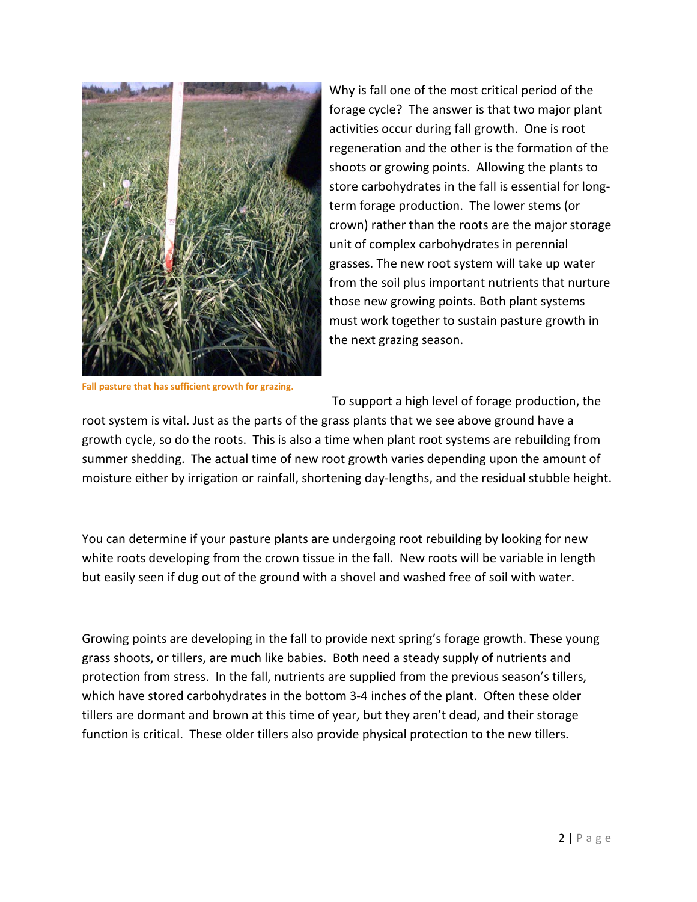Why is fall one of the most critical period of the forage cycle? The answer is that two major plant activities occur during fall growth. One is root regeneration and the other is the formation of the shoots or growing points. Allowing the plants to store carbohydrates in the fall is essential for long-term forage production. The lower stems (or crown) rather than the roots are the major storage unit of complex carbohydrates in perennial grasses. The new root system will take up water from the soil plus important nutrients that nurture those new growing points. Both plant systems must work together to sustain pasture growth in the next grazing season.

**Fall pasture that has sufficient growth for grazing.**

To support a high level of forage production, the root system is vital. Just as the parts of the grass plants that we see above ground have a growth cycle, so do the roots. This is also a time when plant root systems are rebuilding from summer shedding. The actual time of new root growth varies depending upon the amount of moisture either by irrigation or rainfall, shortening day-lengths, and the residual stubble height.

You can determine if your pasture plants are undergoing root rebuilding by looking for new white roots developing from the crown tissue in the fall. New roots will be variable in length but easily seen if dug out of the ground with a shovel and washed free of soil with water.

Growing points are developing in the fall to provide next spring's forage growth. These young grass shoots, or tillers, are much like babies. Both need a steady supply of nutrients and protection from stress. In the fall, nutrients are supplied from the previous season's tillers, which have stored carbohydrates in the bottom 3-4 inches of the plant. Often these older tillers are dormant and brown at this time of year, but they aren't dead, and their storage function is critical. These older tillers also provide physical protection to the new tillers.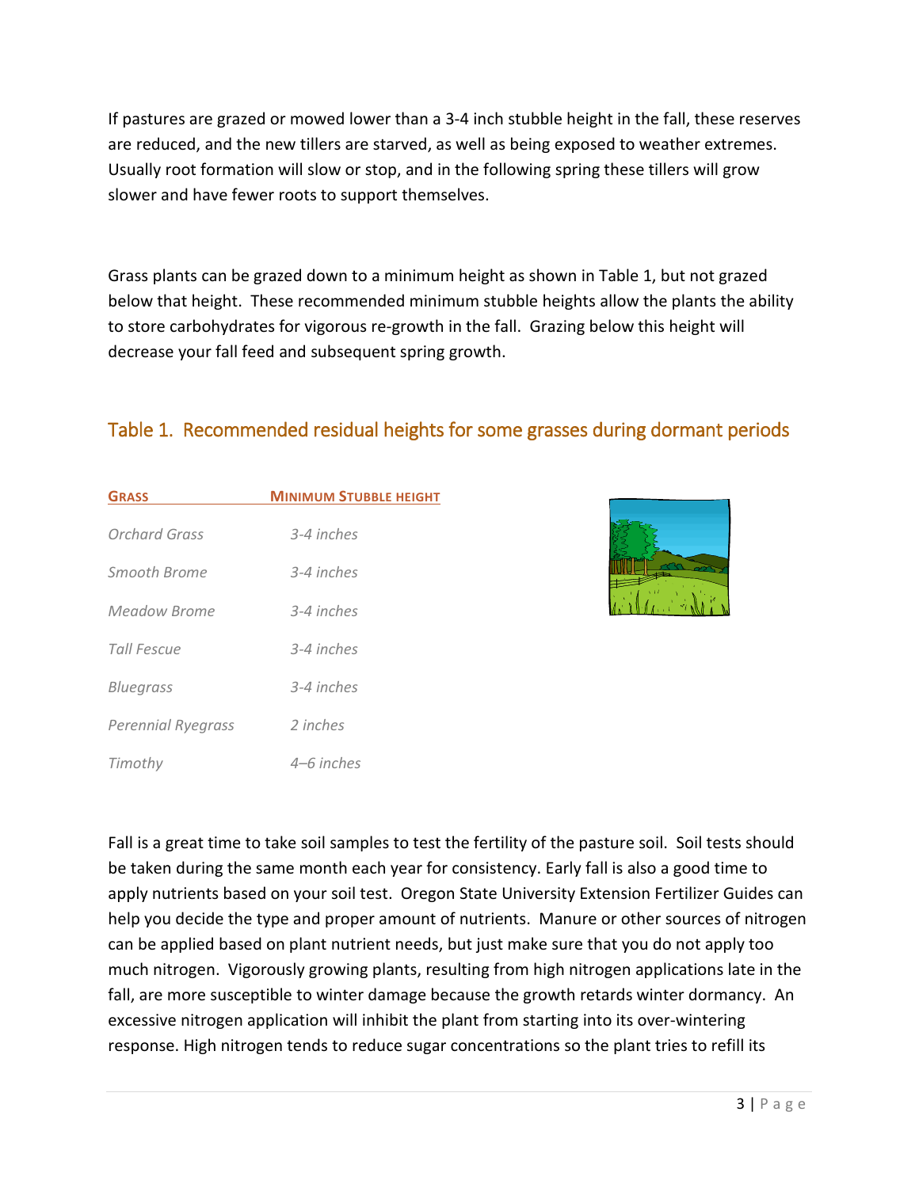If pastures are grazed or mowed lower than a 3-4 inch stubble height in the fall, these reserves are reduced, and the new tillers are starved, as well as being exposed to weather extremes. Usually root formation will slow or stop, and in the following spring these tillers will grow slower and have fewer roots to support themselves.

Grass plants can be grazed down to a minimum height as shown in Table 1, but not grazed below that height. These recommended minimum stubble heights allow the plants the ability to store carbohydrates for vigorous re-growth in the fall. Grazing below this height will decrease your fall feed and subsequent spring growth.

## Table 1. Recommended residual heights for some grasses during dormant periods

| GRASS | MINIMUM STUBBLE HEIGHT |
|---|---|
| *Orchard Grass* | *3-4 inches* |
| *Smooth Brome* | *3-4 inches* |
| *Meadow Brome* | *3-4 inches* |
| *Tall Fescue* | *3-4 inches* |
| *Bluegrass* | *3-4 inches* |
| *Perennial Ryegrass* | *2 inches* |
| *Timothy* | *4–6 inches* |

Fall is a great time to take soil samples to test the fertility of the pasture soil. Soil tests should be taken during the same month each year for consistency. Early fall is also a good time to apply nutrients based on your soil test. Oregon State University Extension Fertilizer Guides can help you decide the type and proper amount of nutrients. Manure or other sources of nitrogen can be applied based on plant nutrient needs, but just make sure that you do not apply too much nitrogen. Vigorously growing plants, resulting from high nitrogen applications late in the fall, are more susceptible to winter damage because the growth retards winter dormancy. An excessive nitrogen application will inhibit the plant from starting into its over-wintering response. High nitrogen tends to reduce sugar concentrations so the plant tries to refill its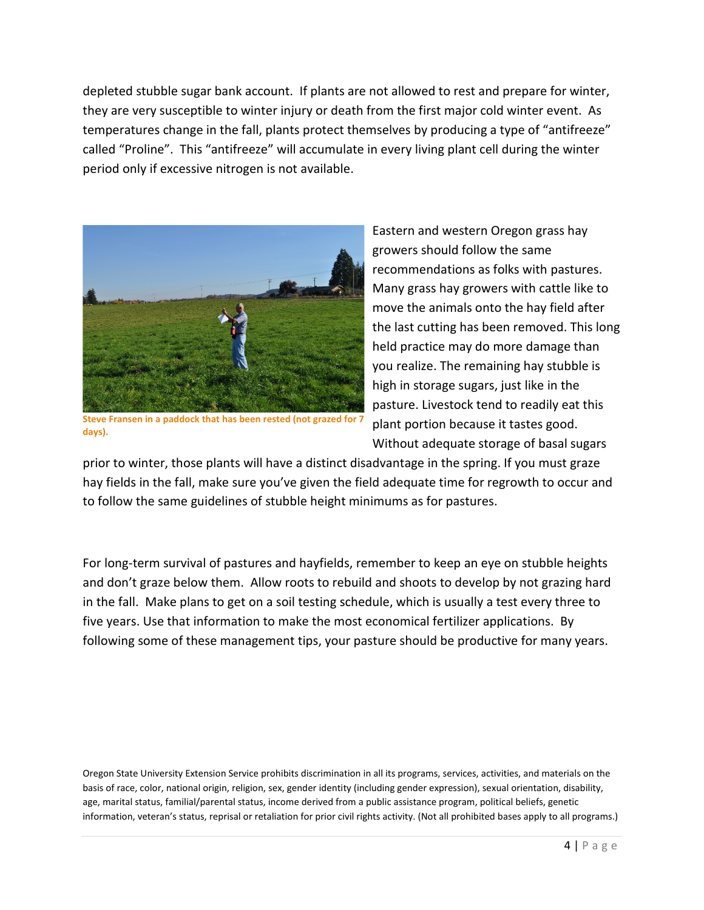depleted stubble sugar bank account. If plants are not allowed to rest and prepare for winter, they are very susceptible to winter injury or death from the first major cold winter event. As temperatures change in the fall, plants protect themselves by producing a type of "antifreeze" called "Proline". This "antifreeze" will accumulate in every living plant cell during the winter period only if excessive nitrogen is not available.

**Steve Fransen in a paddock that has been rested (not grazed for 7 days).**

Eastern and western Oregon grass hay growers should follow the same recommendations as folks with pastures. Many grass hay growers with cattle like to move the animals onto the hay field after the last cutting has been removed. This long held practice may do more damage than you realize. The remaining hay stubble is high in storage sugars, just like in the pasture. Livestock tend to readily eat this plant portion because it tastes good. Without adequate storage of basal sugars prior to winter, those plants will have a distinct disadvantage in the spring. If you must graze hay fields in the fall, make sure you've given the field adequate time for regrowth to occur and to follow the same guidelines of stubble height minimums as for pastures.

For long-term survival of pastures and hayfields, remember to keep an eye on stubble heights and don't graze below them. Allow roots to rebuild and shoots to develop by not grazing hard in the fall. Make plans to get on a soil testing schedule, which is usually a test every three to five years. Use that information to make the most economical fertilizer applications. By following some of these management tips, your pasture should be productive for many years.

Oregon State University Extension Service prohibits discrimination in all its programs, services, activities, and materials on the basis of race, color, national origin, religion, sex, gender identity (including gender expression), sexual orientation, disability, age, marital status, familial/parental status, income derived from a public assistance program, political beliefs, genetic information, veteran's status, reprisal or retaliation for prior civil rights activity. (Not all prohibited bases apply to all programs.)